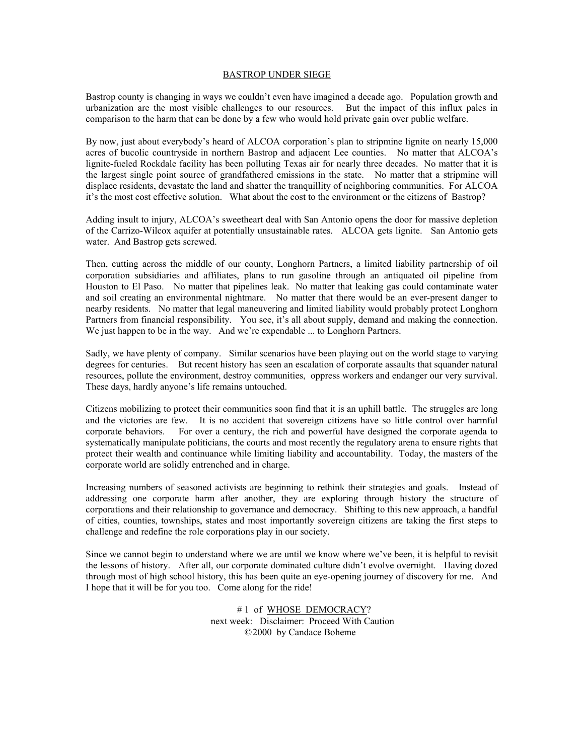# BASTROP UNDER SIEGE

Bastrop county is changing in ways we couldn't even have imagined a decade ago. Population growth and urbanization are the most visible challenges to our resources. But the impact of this influx pales in comparison to the harm that can be done by a few who would hold private gain over public welfare.

By now, just about everybody's heard of ALCOA corporation's plan to stripmine lignite on nearly 15,000 acres of bucolic countryside in northern Bastrop and adjacent Lee counties. No matter that ALCOA's lignite-fueled Rockdale facility has been polluting Texas air for nearly three decades. No matter that it is the largest single point source of grandfathered emissions in the state. No matter that a stripmine will displace residents, devastate the land and shatter the tranquillity of neighboring communities. For ALCOA it's the most cost effective solution. What about the cost to the environment or the citizens of Bastrop?

Adding insult to injury, ALCOA's sweetheart deal with San Antonio opens the door for massive depletion of the Carrizo-Wilcox aquifer at potentially unsustainable rates. ALCOA gets lignite. San Antonio gets water. And Bastrop gets screwed.

Then, cutting across the middle of our county, Longhorn Partners, a limited liability partnership of oil corporation subsidiaries and affiliates, plans to run gasoline through an antiquated oil pipeline from Houston to El Paso. No matter that pipelines leak. No matter that leaking gas could contaminate water and soil creating an environmental nightmare. No matter that there would be an ever-present danger to nearby residents. No matter that legal maneuvering and limited liability would probably protect Longhorn Partners from financial responsibility. You see, it's all about supply, demand and making the connection. We just happen to be in the way. And we're expendable ... to Longhorn Partners.

Sadly, we have plenty of company. Similar scenarios have been playing out on the world stage to varying degrees for centuries. But recent history has seen an escalation of corporate assaults that squander natural resources, pollute the environment, destroy communities, oppress workers and endanger our very survival. These days, hardly anyone's life remains untouched.

Citizens mobilizing to protect their communities soon find that it is an uphill battle. The struggles are long and the victories are few. It is no accident that sovereign citizens have so little control over harmful corporate behaviors. For over a century, the rich and powerful have designed the corporate agenda to systematically manipulate politicians, the courts and most recently the regulatory arena to ensure rights that protect their wealth and continuance while limiting liability and accountability. Today, the masters of the corporate world are solidly entrenched and in charge.

Increasing numbers of seasoned activists are beginning to rethink their strategies and goals. Instead of addressing one corporate harm after another, they are exploring through history the structure of corporations and their relationship to governance and democracy. Shifting to this new approach, a handful of cities, counties, townships, states and most importantly sovereign citizens are taking the first steps to challenge and redefine the role corporations play in our society.

Since we cannot begin to understand where we are until we know where we've been, it is helpful to revisit the lessons of history. After all, our corporate dominated culture didn't evolve overnight. Having dozed through most of high school history, this has been quite an eye-opening journey of discovery for me. And I hope that it will be for you too. Come along for the ride!

# 1 of WHOSE DEMOCRACY?
next week: Disclaimer: Proceed With Caution
©2000 by Candace Boheme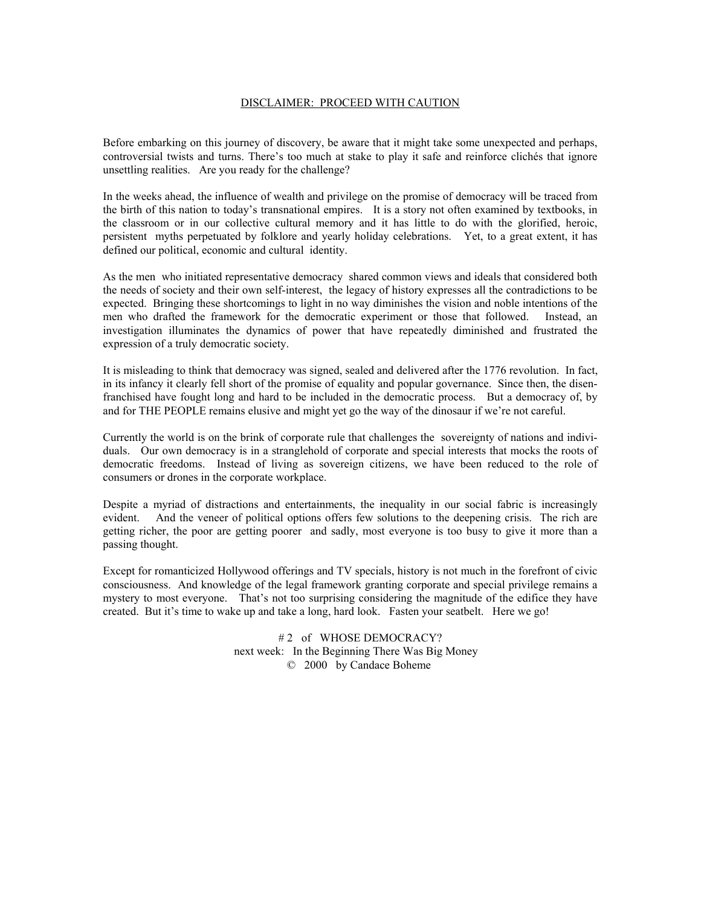## DISCLAIMER: PROCEED WITH CAUTION

Before embarking on this journey of discovery, be aware that it might take some unexpected and perhaps, controversial twists and turns. There's too much at stake to play it safe and reinforce clichés that ignore unsettling realities. Are you ready for the challenge?

In the weeks ahead, the influence of wealth and privilege on the promise of democracy will be traced from the birth of this nation to today's transnational empires. It is a story not often examined by textbooks, in the classroom or in our collective cultural memory and it has little to do with the glorified, heroic, persistent myths perpetuated by folklore and yearly holiday celebrations. Yet, to a great extent, it has defined our political, economic and cultural identity.

As the men who initiated representative democracy shared common views and ideals that considered both the needs of society and their own self-interest, the legacy of history expresses all the contradictions to be expected. Bringing these shortcomings to light in no way diminishes the vision and noble intentions of the men who drafted the framework for the democratic experiment or those that followed. Instead, an investigation illuminates the dynamics of power that have repeatedly diminished and frustrated the expression of a truly democratic society.

It is misleading to think that democracy was signed, sealed and delivered after the 1776 revolution. In fact, in its infancy it clearly fell short of the promise of equality and popular governance. Since then, the disenfranchised have fought long and hard to be included in the democratic process. But a democracy of, by and for THE PEOPLE remains elusive and might yet go the way of the dinosaur if we're not careful.

Currently the world is on the brink of corporate rule that challenges the sovereignty of nations and individuals. Our own democracy is in a stranglehold of corporate and special interests that mocks the roots of democratic freedoms. Instead of living as sovereign citizens, we have been reduced to the role of consumers or drones in the corporate workplace.

Despite a myriad of distractions and entertainments, the inequality in our social fabric is increasingly evident. And the veneer of political options offers few solutions to the deepening crisis. The rich are getting richer, the poor are getting poorer and sadly, most everyone is too busy to give it more than a passing thought.

Except for romanticized Hollywood offerings and TV specials, history is not much in the forefront of civic consciousness. And knowledge of the legal framework granting corporate and special privilege remains a mystery to most everyone. That's not too surprising considering the magnitude of the edifice they have created. But it's time to wake up and take a long, hard look. Fasten your seatbelt. Here we go!

# 2 of WHOSE DEMOCRACY?
next week: In the Beginning There Was Big Money
© 2000 by Candace Boheme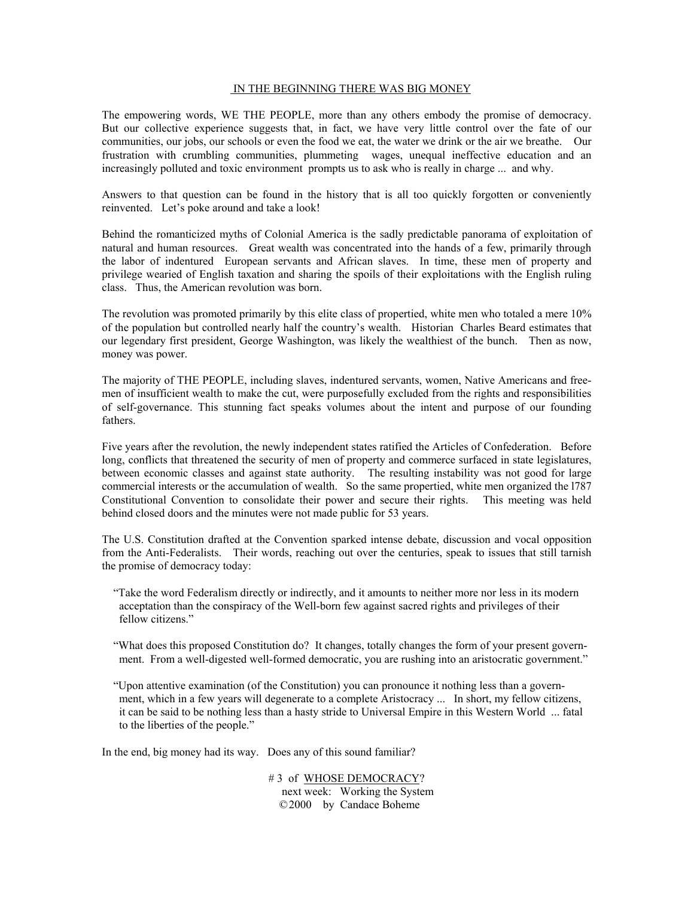# IN THE BEGINNING THERE WAS BIG MONEY

The empowering words, WE THE PEOPLE, more than any others embody the promise of democracy. But our collective experience suggests that, in fact, we have very little control over the fate of our communities, our jobs, our schools or even the food we eat, the water we drink or the air we breathe. Our frustration with crumbling communities, plummeting wages, unequal ineffective education and an increasingly polluted and toxic environment prompts us to ask who is really in charge ... and why.

Answers to that question can be found in the history that is all too quickly forgotten or conveniently reinvented. Let's poke around and take a look!

Behind the romanticized myths of Colonial America is the sadly predictable panorama of exploitation of natural and human resources. Great wealth was concentrated into the hands of a few, primarily through the labor of indentured European servants and African slaves. In time, these men of property and privilege wearied of English taxation and sharing the spoils of their exploitations with the English ruling class. Thus, the American revolution was born.

The revolution was promoted primarily by this elite class of propertied, white men who totaled a mere 10% of the population but controlled nearly half the country's wealth. Historian Charles Beard estimates that our legendary first president, George Washington, was likely the wealthiest of the bunch. Then as now, money was power.

The majority of THE PEOPLE, including slaves, indentured servants, women, Native Americans and free-men of insufficient wealth to make the cut, were purposefully excluded from the rights and responsibilities of self-governance. This stunning fact speaks volumes about the intent and purpose of our founding fathers.

Five years after the revolution, the newly independent states ratified the Articles of Confederation. Before long, conflicts that threatened the security of men of property and commerce surfaced in state legislatures, between economic classes and against state authority. The resulting instability was not good for large commercial interests or the accumulation of wealth. So the same propertied, white men organized the l787 Constitutional Convention to consolidate their power and secure their rights. This meeting was held behind closed doors and the minutes were not made public for 53 years.

The U.S. Constitution drafted at the Convention sparked intense debate, discussion and vocal opposition from the Anti-Federalists. Their words, reaching out over the centuries, speak to issues that still tarnish the promise of democracy today:

> "Take the word Federalism directly or indirectly, and it amounts to neither more nor less in its modern acceptation than the conspiracy of the Well-born few against sacred rights and privileges of their fellow citizens."

> "What does this proposed Constitution do? It changes, totally changes the form of your present government. From a well-digested well-formed democratic, you are rushing into an aristocratic government."

> "Upon attentive examination (of the Constitution) you can pronounce it nothing less than a government, which in a few years will degenerate to a complete Aristocracy ... In short, my fellow citizens, it can be said to be nothing less than a hasty stride to Universal Empire in this Western World ... fatal to the liberties of the people."

In the end, big money had its way. Does any of this sound familiar?

# 3 of WHOSE DEMOCRACY?
next week: Working the System
©2000 by Candace Boheme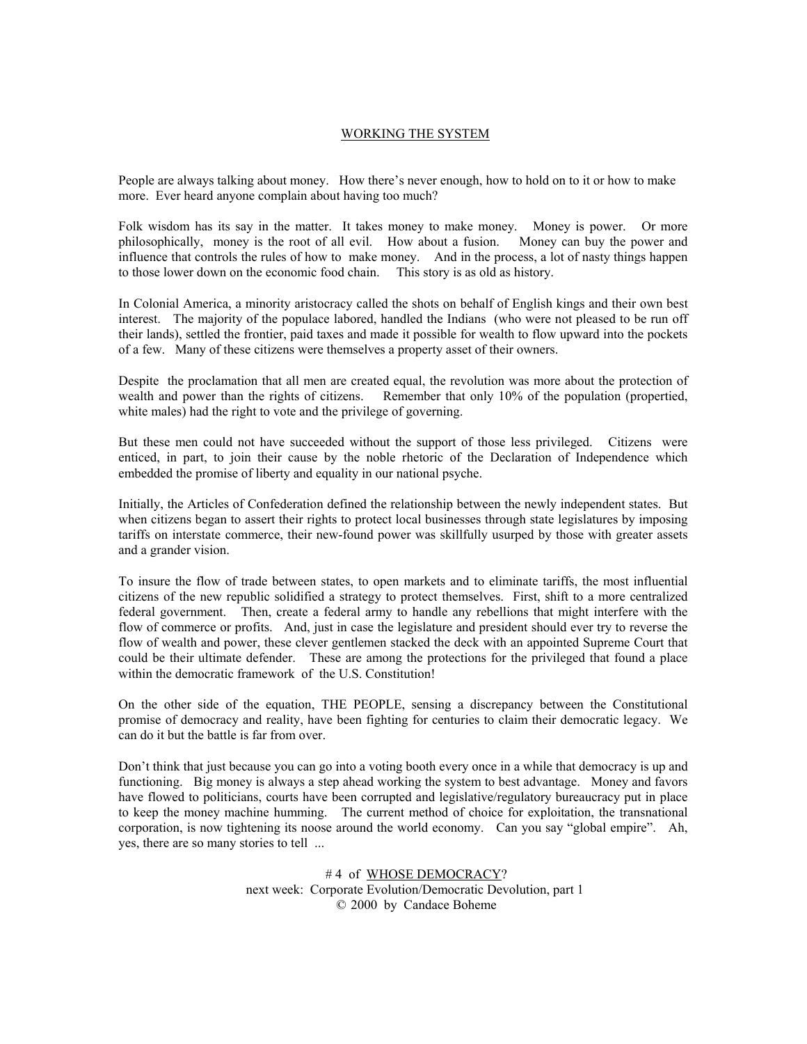## WORKING THE SYSTEM

People are always talking about money. How there's never enough, how to hold on to it or how to make more. Ever heard anyone complain about having too much?

Folk wisdom has its say in the matter. It takes money to make money. Money is power. Or more philosophically, money is the root of all evil. How about a fusion. Money can buy the power and influence that controls the rules of how to make money. And in the process, a lot of nasty things happen to those lower down on the economic food chain. This story is as old as history.

In Colonial America, a minority aristocracy called the shots on behalf of English kings and their own best interest. The majority of the populace labored, handled the Indians (who were not pleased to be run off their lands), settled the frontier, paid taxes and made it possible for wealth to flow upward into the pockets of a few. Many of these citizens were themselves a property asset of their owners.

Despite the proclamation that all men are created equal, the revolution was more about the protection of wealth and power than the rights of citizens. Remember that only 10% of the population (propertied, white males) had the right to vote and the privilege of governing.

But these men could not have succeeded without the support of those less privileged. Citizens were enticed, in part, to join their cause by the noble rhetoric of the Declaration of Independence which embedded the promise of liberty and equality in our national psyche.

Initially, the Articles of Confederation defined the relationship between the newly independent states. But when citizens began to assert their rights to protect local businesses through state legislatures by imposing tariffs on interstate commerce, their new-found power was skillfully usurped by those with greater assets and a grander vision.

To insure the flow of trade between states, to open markets and to eliminate tariffs, the most influential citizens of the new republic solidified a strategy to protect themselves. First, shift to a more centralized federal government. Then, create a federal army to handle any rebellions that might interfere with the flow of commerce or profits. And, just in case the legislature and president should ever try to reverse the flow of wealth and power, these clever gentlemen stacked the deck with an appointed Supreme Court that could be their ultimate defender. These are among the protections for the privileged that found a place within the democratic framework of the U.S. Constitution!

On the other side of the equation, THE PEOPLE, sensing a discrepancy between the Constitutional promise of democracy and reality, have been fighting for centuries to claim their democratic legacy. We can do it but the battle is far from over.

Don't think that just because you can go into a voting booth every once in a while that democracy is up and functioning. Big money is always a step ahead working the system to best advantage. Money and favors have flowed to politicians, courts have been corrupted and legislative/regulatory bureaucracy put in place to keep the money machine humming. The current method of choice for exploitation, the transnational corporation, is now tightening its noose around the world economy. Can you say "global empire". Ah, yes, there are so many stories to tell ...

# 4 of WHOSE DEMOCRACY?
next week: Corporate Evolution/Democratic Devolution, part 1
© 2000 by Candace Boheme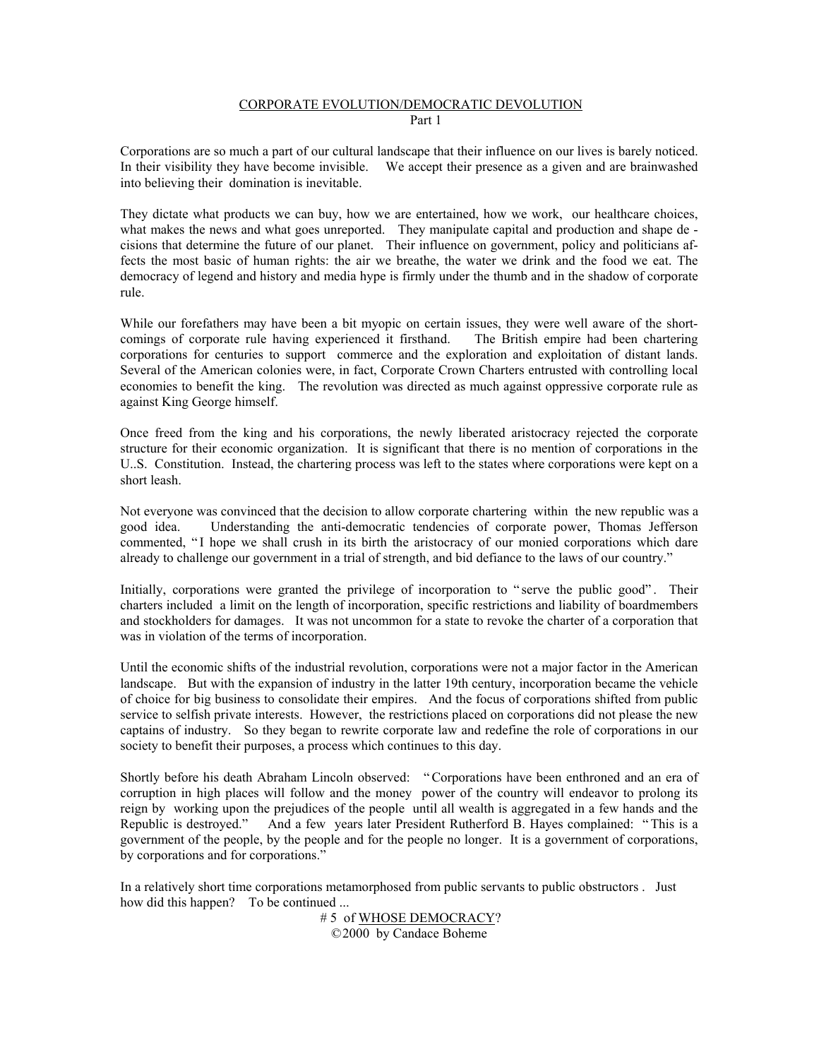# CORPORATE EVOLUTION/DEMOCRATIC DEVOLUTION
## Part 1

Corporations are so much a part of our cultural landscape that their influence on our lives is barely noticed. In their visibility they have become invisible. We accept their presence as a given and are brainwashed into believing their domination is inevitable.

They dictate what products we can buy, how we are entertained, how we work, our healthcare choices, what makes the news and what goes unreported. They manipulate capital and production and shape decisions that determine the future of our planet. Their influence on government, policy and politicians affects the most basic of human rights: the air we breathe, the water we drink and the food we eat. The democracy of legend and history and media hype is firmly under the thumb and in the shadow of corporate rule.

While our forefathers may have been a bit myopic on certain issues, they were well aware of the shortcomings of corporate rule having experienced it firsthand. The British empire had been chartering corporations for centuries to support commerce and the exploration and exploitation of distant lands. Several of the American colonies were, in fact, Corporate Crown Charters entrusted with controlling local economies to benefit the king. The revolution was directed as much against oppressive corporate rule as against King George himself.

Once freed from the king and his corporations, the newly liberated aristocracy rejected the corporate structure for their economic organization. It is significant that there is no mention of corporations in the U..S. Constitution. Instead, the chartering process was left to the states where corporations were kept on a short leash.

Not everyone was convinced that the decision to allow corporate chartering within the new republic was a good idea. Understanding the anti-democratic tendencies of corporate power, Thomas Jefferson commented, "I hope we shall crush in its birth the aristocracy of our monied corporations which dare already to challenge our government in a trial of strength, and bid defiance to the laws of our country."

Initially, corporations were granted the privilege of incorporation to "serve the public good". Their charters included a limit on the length of incorporation, specific restrictions and liability of boardmembers and stockholders for damages. It was not uncommon for a state to revoke the charter of a corporation that was in violation of the terms of incorporation.

Until the economic shifts of the industrial revolution, corporations were not a major factor in the American landscape. But with the expansion of industry in the latter 19th century, incorporation became the vehicle of choice for big business to consolidate their empires. And the focus of corporations shifted from public service to selfish private interests. However, the restrictions placed on corporations did not please the new captains of industry. So they began to rewrite corporate law and redefine the role of corporations in our society to benefit their purposes, a process which continues to this day.

Shortly before his death Abraham Lincoln observed: "Corporations have been enthroned and an era of corruption in high places will follow and the money power of the country will endeavor to prolong its reign by working upon the prejudices of the people until all wealth is aggregated in a few hands and the Republic is destroyed." And a few years later President Rutherford B. Hayes complained: "This is a government of the people, by the people and for the people no longer. It is a government of corporations, by corporations and for corporations."

In a relatively short time corporations metamorphosed from public servants to public obstructors . Just how did this happen? To be continued ...

# 5 of WHOSE DEMOCRACY?
©2000 by Candace Boheme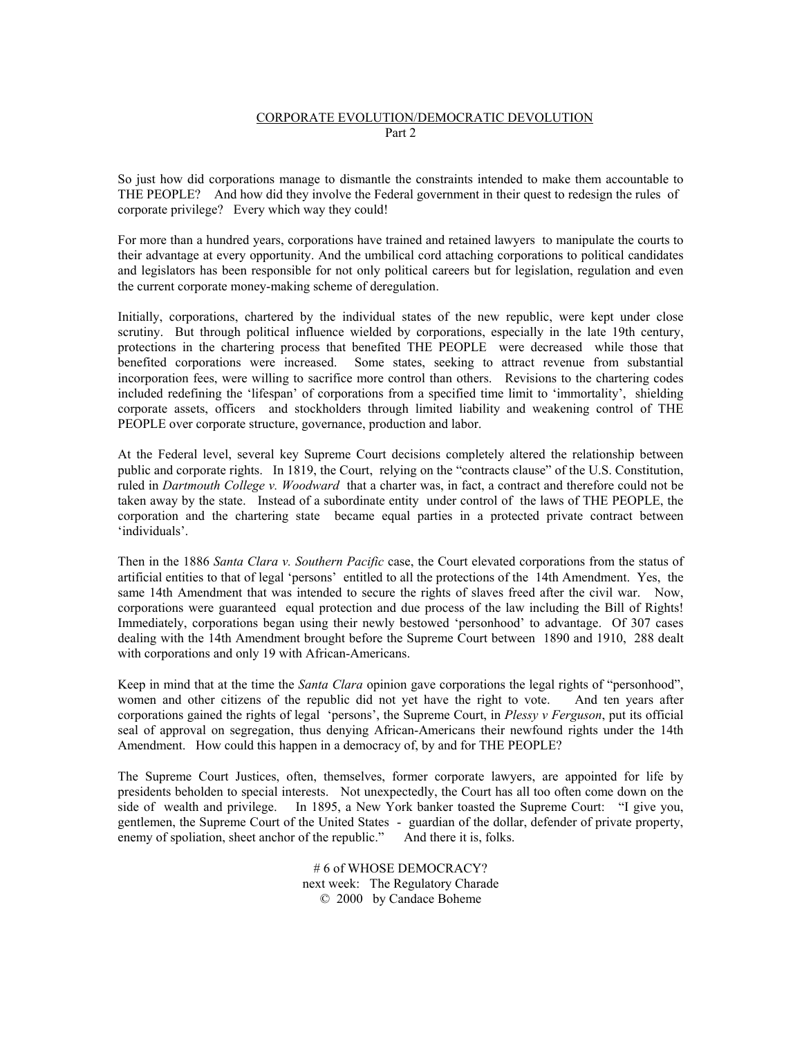<u>CORPORATE EVOLUTION/DEMOCRATIC DEVOLUTION</u>

Part 2

So just how did corporations manage to dismantle the constraints intended to make them accountable to THE PEOPLE? And how did they involve the Federal government in their quest to redesign the rules of corporate privilege? Every which way they could!

For more than a hundred years, corporations have trained and retained lawyers to manipulate the courts to their advantage at every opportunity. And the umbilical cord attaching corporations to political candidates and legislators has been responsible for not only political careers but for legislation, regulation and even the current corporate money-making scheme of deregulation.

Initially, corporations, chartered by the individual states of the new republic, were kept under close scrutiny. But through political influence wielded by corporations, especially in the late 19th century, protections in the chartering process that benefited THE PEOPLE were decreased while those that benefited corporations were increased. Some states, seeking to attract revenue from substantial incorporation fees, were willing to sacrifice more control than others. Revisions to the chartering codes included redefining the 'lifespan' of corporations from a specified time limit to 'immortality', shielding corporate assets, officers and stockholders through limited liability and weakening control of THE PEOPLE over corporate structure, governance, production and labor.

At the Federal level, several key Supreme Court decisions completely altered the relationship between public and corporate rights. In 1819, the Court, relying on the "contracts clause" of the U.S. Constitution, ruled in *Dartmouth College v. Woodward* that a charter was, in fact, a contract and therefore could not be taken away by the state. Instead of a subordinate entity under control of the laws of THE PEOPLE, the corporation and the chartering state became equal parties in a protected private contract between 'individuals'.

Then in the 1886 *Santa Clara v. Southern Pacific* case, the Court elevated corporations from the status of artificial entities to that of legal 'persons' entitled to all the protections of the 14th Amendment. Yes, the same 14th Amendment that was intended to secure the rights of slaves freed after the civil war. Now, corporations were guaranteed equal protection and due process of the law including the Bill of Rights! Immediately, corporations began using their newly bestowed 'personhood' to advantage. Of 307 cases dealing with the 14th Amendment brought before the Supreme Court between 1890 and 1910, 288 dealt with corporations and only 19 with African-Americans.

Keep in mind that at the time the *Santa Clara* opinion gave corporations the legal rights of "personhood", women and other citizens of the republic did not yet have the right to vote. And ten years after corporations gained the rights of legal 'persons', the Supreme Court, in *Plessy v Ferguson*, put its official seal of approval on segregation, thus denying African-Americans their newfound rights under the 14th Amendment. How could this happen in a democracy of, by and for THE PEOPLE?

The Supreme Court Justices, often, themselves, former corporate lawyers, are appointed for life by presidents beholden to special interests. Not unexpectedly, the Court has all too often come down on the side of wealth and privilege. In 1895, a New York banker toasted the Supreme Court: "I give you, gentlemen, the Supreme Court of the United States - guardian of the dollar, defender of private property, enemy of spoliation, sheet anchor of the republic." And there it is, folks.

# 6 of WHOSE DEMOCRACY?
next week: The Regulatory Charade
© 2000 by Candace Boheme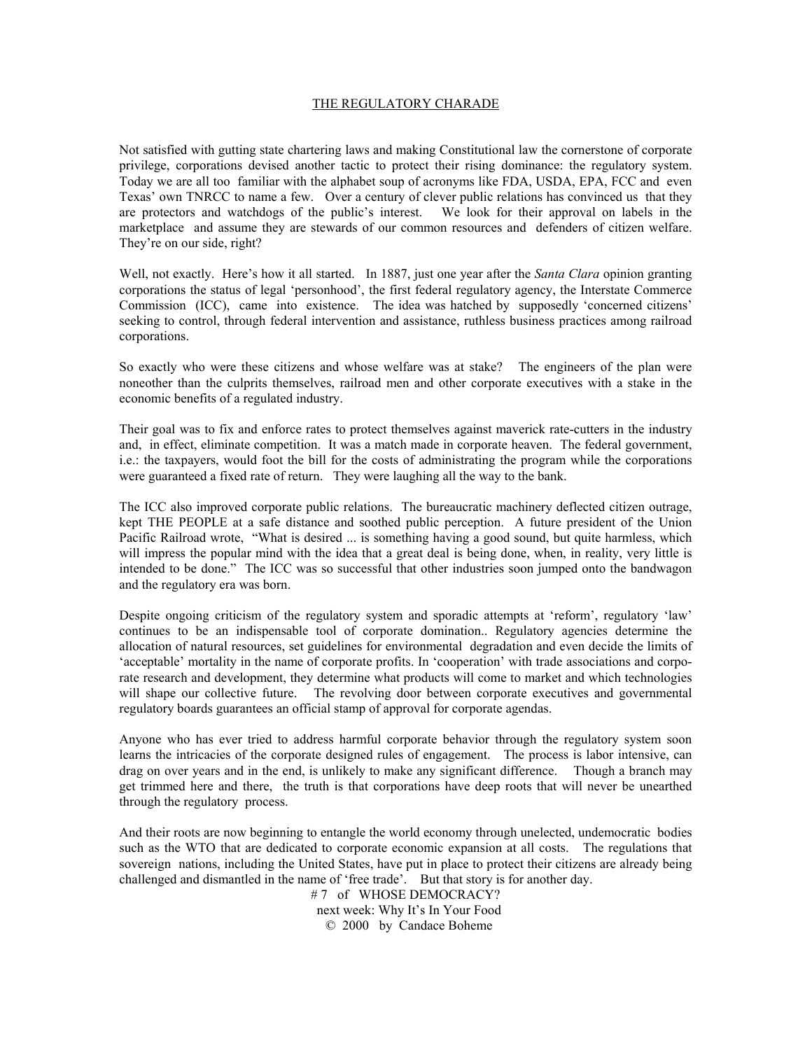# THE REGULATORY CHARADE

Not satisfied with gutting state chartering laws and making Constitutional law the cornerstone of corporate privilege, corporations devised another tactic to protect their rising dominance: the regulatory system. Today we are all too familiar with the alphabet soup of acronyms like FDA, USDA, EPA, FCC and even Texas' own TNRCC to name a few. Over a century of clever public relations has convinced us that they are protectors and watchdogs of the public's interest. We look for their approval on labels in the marketplace and assume they are stewards of our common resources and defenders of citizen welfare. They're on our side, right?

Well, not exactly. Here's how it all started. In 1887, just one year after the *Santa Clara* opinion granting corporations the status of legal 'personhood', the first federal regulatory agency, the Interstate Commerce Commission (ICC), came into existence. The idea was hatched by supposedly 'concerned citizens' seeking to control, through federal intervention and assistance, ruthless business practices among railroad corporations.

So exactly who were these citizens and whose welfare was at stake? The engineers of the plan were noneother than the culprits themselves, railroad men and other corporate executives with a stake in the economic benefits of a regulated industry.

Their goal was to fix and enforce rates to protect themselves against maverick rate-cutters in the industry and, in effect, eliminate competition. It was a match made in corporate heaven. The federal government, i.e.: the taxpayers, would foot the bill for the costs of administrating the program while the corporations were guaranteed a fixed rate of return. They were laughing all the way to the bank.

The ICC also improved corporate public relations. The bureaucratic machinery deflected citizen outrage, kept THE PEOPLE at a safe distance and soothed public perception. A future president of the Union Pacific Railroad wrote, "What is desired ... is something having a good sound, but quite harmless, which will impress the popular mind with the idea that a great deal is being done, when, in reality, very little is intended to be done." The ICC was so successful that other industries soon jumped onto the bandwagon and the regulatory era was born.

Despite ongoing criticism of the regulatory system and sporadic attempts at 'reform', regulatory 'law' continues to be an indispensable tool of corporate domination.. Regulatory agencies determine the allocation of natural resources, set guidelines for environmental degradation and even decide the limits of 'acceptable' mortality in the name of corporate profits. In 'cooperation' with trade associations and corporate research and development, they determine what products will come to market and which technologies will shape our collective future. The revolving door between corporate executives and governmental regulatory boards guarantees an official stamp of approval for corporate agendas.

Anyone who has ever tried to address harmful corporate behavior through the regulatory system soon learns the intricacies of the corporate designed rules of engagement. The process is labor intensive, can drag on over years and in the end, is unlikely to make any significant difference. Though a branch may get trimmed here and there, the truth is that corporations have deep roots that will never be unearthed through the regulatory process.

And their roots are now beginning to entangle the world economy through unelected, undemocratic bodies such as the WTO that are dedicated to corporate economic expansion at all costs. The regulations that sovereign nations, including the United States, have put in place to protect their citizens are already being challenged and dismantled in the name of 'free trade'. But that story is for another day.

# 7 of WHOSE DEMOCRACY?

next week: Why It's In Your Food

© 2000 by Candace Boheme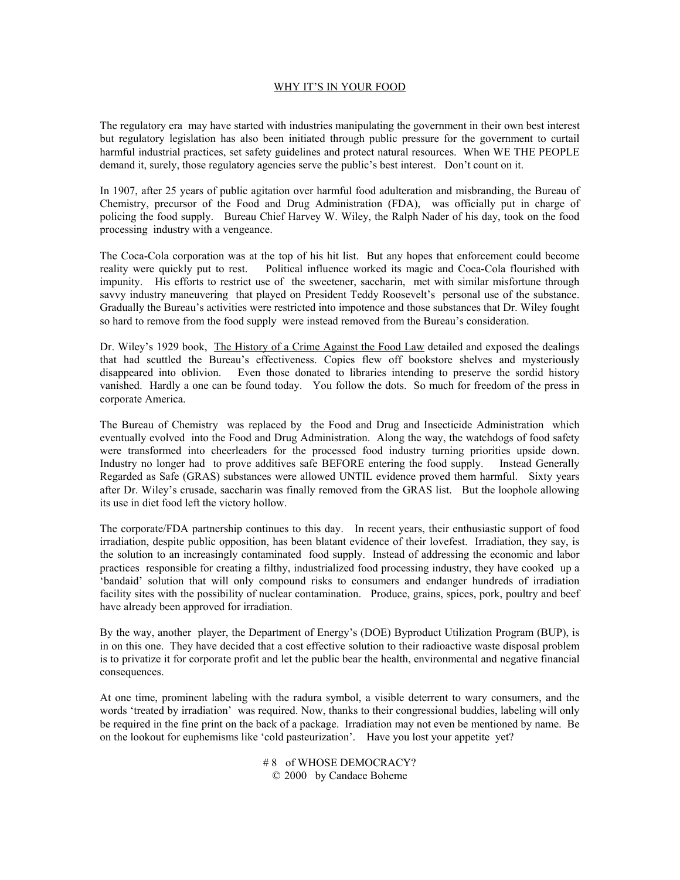# WHY IT'S IN YOUR FOOD

The regulatory era may have started with industries manipulating the government in their own best interest but regulatory legislation has also been initiated through public pressure for the government to curtail harmful industrial practices, set safety guidelines and protect natural resources. When WE THE PEOPLE demand it, surely, those regulatory agencies serve the public's best interest. Don't count on it.

In 1907, after 25 years of public agitation over harmful food adulteration and misbranding, the Bureau of Chemistry, precursor of the Food and Drug Administration (FDA), was officially put in charge of policing the food supply. Bureau Chief Harvey W. Wiley, the Ralph Nader of his day, took on the food processing industry with a vengeance.

The Coca-Cola corporation was at the top of his hit list. But any hopes that enforcement could become reality were quickly put to rest. Political influence worked its magic and Coca-Cola flourished with impunity. His efforts to restrict use of the sweetener, saccharin, met with similar misfortune through savvy industry maneuvering that played on President Teddy Roosevelt's personal use of the substance. Gradually the Bureau's activities were restricted into impotence and those substances that Dr. Wiley fought so hard to remove from the food supply were instead removed from the Bureau's consideration.

Dr. Wiley's 1929 book, The History of a Crime Against the Food Law detailed and exposed the dealings that had scuttled the Bureau's effectiveness. Copies flew off bookstore shelves and mysteriously disappeared into oblivion. Even those donated to libraries intending to preserve the sordid history vanished. Hardly a one can be found today. You follow the dots. So much for freedom of the press in corporate America.

The Bureau of Chemistry was replaced by the Food and Drug and Insecticide Administration which eventually evolved into the Food and Drug Administration. Along the way, the watchdogs of food safety were transformed into cheerleaders for the processed food industry turning priorities upside down. Industry no longer had to prove additives safe BEFORE entering the food supply. Instead Generally Regarded as Safe (GRAS) substances were allowed UNTIL evidence proved them harmful. Sixty years after Dr. Wiley's crusade, saccharin was finally removed from the GRAS list. But the loophole allowing its use in diet food left the victory hollow.

The corporate/FDA partnership continues to this day. In recent years, their enthusiastic support of food irradiation, despite public opposition, has been blatant evidence of their lovefest. Irradiation, they say, is the solution to an increasingly contaminated food supply. Instead of addressing the economic and labor practices responsible for creating a filthy, industrialized food processing industry, they have cooked up a 'bandaid' solution that will only compound risks to consumers and endanger hundreds of irradiation facility sites with the possibility of nuclear contamination. Produce, grains, spices, pork, poultry and beef have already been approved for irradiation.

By the way, another player, the Department of Energy's (DOE) Byproduct Utilization Program (BUP), is in on this one. They have decided that a cost effective solution to their radioactive waste disposal problem is to privatize it for corporate profit and let the public bear the health, environmental and negative financial consequences.

At one time, prominent labeling with the radura symbol, a visible deterrent to wary consumers, and the words 'treated by irradiation' was required. Now, thanks to their congressional buddies, labeling will only be required in the fine print on the back of a package. Irradiation may not even be mentioned by name. Be on the lookout for euphemisms like 'cold pasteurization'. Have you lost your appetite yet?

# 8 of WHOSE DEMOCRACY?
© 2000 by Candace Boheme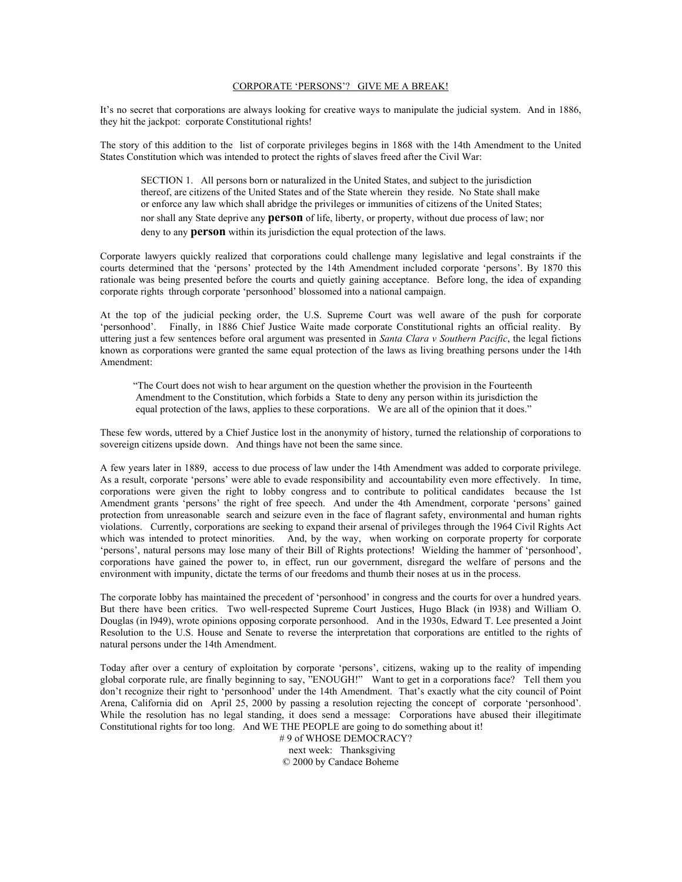## CORPORATE 'PERSONS'? GIVE ME A BREAK!

It's no secret that corporations are always looking for creative ways to manipulate the judicial system. And in 1886, they hit the jackpot: corporate Constitutional rights!

The story of this addition to the list of corporate privileges begins in 1868 with the 14th Amendment to the United States Constitution which was intended to protect the rights of slaves freed after the Civil War:

> SECTION 1. All persons born or naturalized in the United States, and subject to the jurisdiction thereof, are citizens of the United States and of the State wherein they reside. No State shall make or enforce any law which shall abridge the privileges or immunities of citizens of the United States; nor shall any State deprive any **person** of life, liberty, or property, without due process of law; nor deny to any **person** within its jurisdiction the equal protection of the laws.

Corporate lawyers quickly realized that corporations could challenge many legislative and legal constraints if the courts determined that the 'persons' protected by the 14th Amendment included corporate 'persons'. By 1870 this rationale was being presented before the courts and quietly gaining acceptance. Before long, the idea of expanding corporate rights through corporate 'personhood' blossomed into a national campaign.

At the top of the judicial pecking order, the U.S. Supreme Court was well aware of the push for corporate 'personhood'. Finally, in 1886 Chief Justice Waite made corporate Constitutional rights an official reality. By uttering just a few sentences before oral argument was presented in *Santa Clara v Southern Pacific*, the legal fictions known as corporations were granted the same equal protection of the laws as living breathing persons under the 14th Amendment:

> "The Court does not wish to hear argument on the question whether the provision in the Fourteenth Amendment to the Constitution, which forbids a State to deny any person within its jurisdiction the equal protection of the laws, applies to these corporations. We are all of the opinion that it does."

These few words, uttered by a Chief Justice lost in the anonymity of history, turned the relationship of corporations to sovereign citizens upside down. And things have not been the same since.

A few years later in 1889, access to due process of law under the 14th Amendment was added to corporate privilege. As a result, corporate 'persons' were able to evade responsibility and accountability even more effectively. In time, corporations were given the right to lobby congress and to contribute to political candidates because the 1st Amendment grants 'persons' the right of free speech. And under the 4th Amendment, corporate 'persons' gained protection from unreasonable search and seizure even in the face of flagrant safety, environmental and human rights violations. Currently, corporations are seeking to expand their arsenal of privileges through the 1964 Civil Rights Act which was intended to protect minorities. And, by the way, when working on corporate property for corporate 'persons', natural persons may lose many of their Bill of Rights protections! Wielding the hammer of 'personhood', corporations have gained the power to, in effect, run our government, disregard the welfare of persons and the environment with impunity, dictate the terms of our freedoms and thumb their noses at us in the process.

The corporate lobby has maintained the precedent of 'personhood' in congress and the courts for over a hundred years. But there have been critics. Two well-respected Supreme Court Justices, Hugo Black (in l938) and William O. Douglas (in l949), wrote opinions opposing corporate personhood. And in the 1930s, Edward T. Lee presented a Joint Resolution to the U.S. House and Senate to reverse the interpretation that corporations are entitled to the rights of natural persons under the 14th Amendment.

Today after over a century of exploitation by corporate 'persons', citizens, waking up to the reality of impending global corporate rule, are finally beginning to say, "ENOUGH!" Want to get in a corporations face? Tell them you don't recognize their right to 'personhood' under the 14th Amendment. That's exactly what the city council of Point Arena, California did on April 25, 2000 by passing a resolution rejecting the concept of corporate 'personhood'. While the resolution has no legal standing, it does send a message: Corporations have abused their illegitimate Constitutional rights for too long. And WE THE PEOPLE are going to do something about it!

# 9 of WHOSE DEMOCRACY?

next week: Thanksgiving

© 2000 by Candace Boheme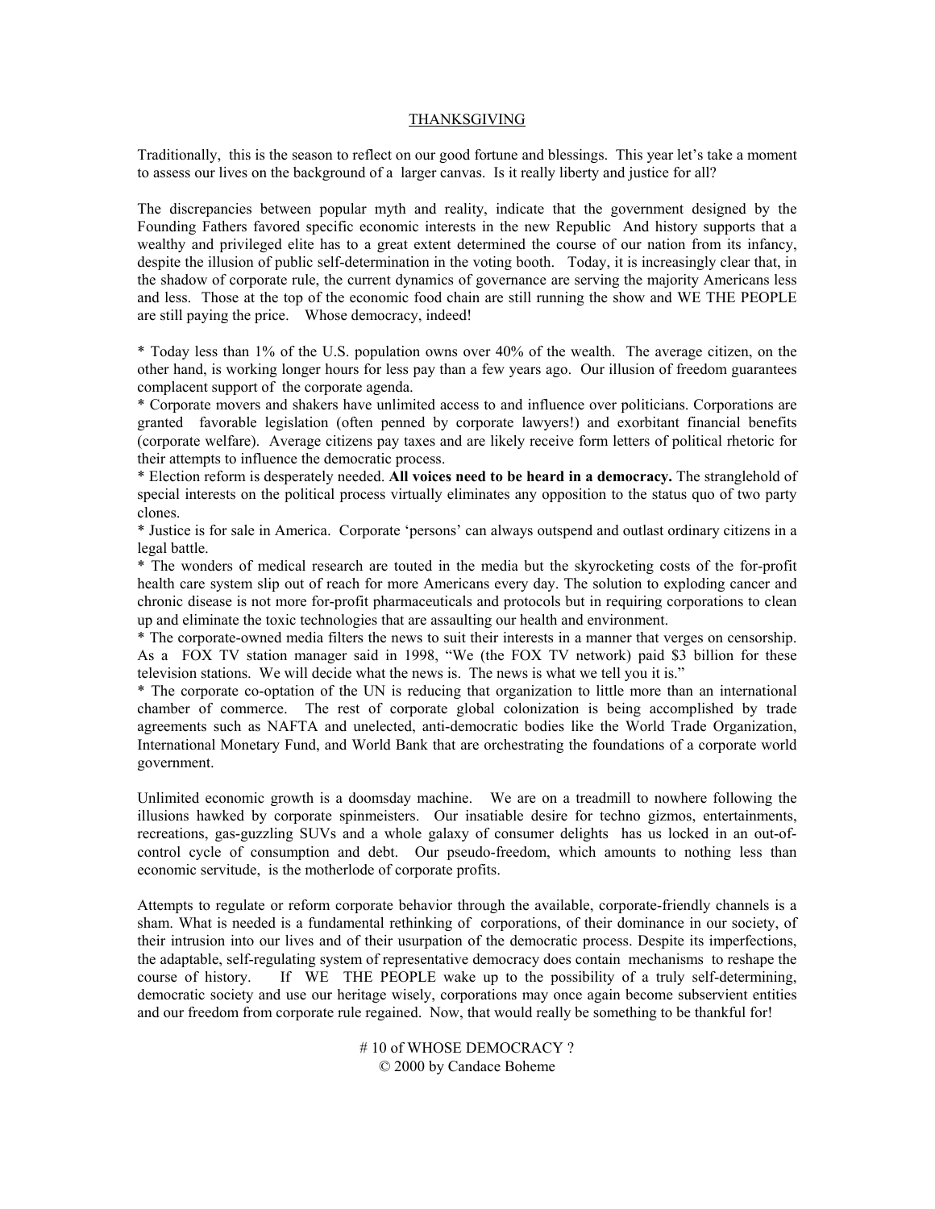# THANKSGIVING

Traditionally, this is the season to reflect on our good fortune and blessings. This year let's take a moment to assess our lives on the background of a larger canvas. Is it really liberty and justice for all?

The discrepancies between popular myth and reality, indicate that the government designed by the Founding Fathers favored specific economic interests in the new Republic And history supports that a wealthy and privileged elite has to a great extent determined the course of our nation from its infancy, despite the illusion of public self-determination in the voting booth. Today, it is increasingly clear that, in the shadow of corporate rule, the current dynamics of governance are serving the majority Americans less and less. Those at the top of the economic food chain are still running the show and WE THE PEOPLE are still paying the price. Whose democracy, indeed!

* Today less than 1% of the U.S. population owns over 40% of the wealth. The average citizen, on the other hand, is working longer hours for less pay than a few years ago. Our illusion of freedom guarantees complacent support of the corporate agenda.
* Corporate movers and shakers have unlimited access to and influence over politicians. Corporations are granted favorable legislation (often penned by corporate lawyers!) and exorbitant financial benefits (corporate welfare). Average citizens pay taxes and are likely receive form letters of political rhetoric for their attempts to influence the democratic process.
* Election reform is desperately needed. **All voices need to be heard in a democracy.** The stranglehold of special interests on the political process virtually eliminates any opposition to the status quo of two party clones.
* Justice is for sale in America. Corporate 'persons' can always outspend and outlast ordinary citizens in a legal battle.
* The wonders of medical research are touted in the media but the skyrocketing costs of the for-profit health care system slip out of reach for more Americans every day. The solution to exploding cancer and chronic disease is not more for-profit pharmaceuticals and protocols but in requiring corporations to clean up and eliminate the toxic technologies that are assaulting our health and environment.
* The corporate-owned media filters the news to suit their interests in a manner that verges on censorship. As a FOX TV station manager said in 1998, "We (the FOX TV network) paid $3 billion for these television stations. We will decide what the news is. The news is what we tell you it is."
* The corporate co-optation of the UN is reducing that organization to little more than an international chamber of commerce. The rest of corporate global colonization is being accomplished by trade agreements such as NAFTA and unelected, anti-democratic bodies like the World Trade Organization, International Monetary Fund, and World Bank that are orchestrating the foundations of a corporate world government.

Unlimited economic growth is a doomsday machine. We are on a treadmill to nowhere following the illusions hawked by corporate spinmeisters. Our insatiable desire for techno gizmos, entertainments, recreations, gas-guzzling SUVs and a whole galaxy of consumer delights has us locked in an out-of-control cycle of consumption and debt. Our pseudo-freedom, which amounts to nothing less than economic servitude, is the motherlode of corporate profits.

Attempts to regulate or reform corporate behavior through the available, corporate-friendly channels is a sham. What is needed is a fundamental rethinking of corporations, of their dominance in our society, of their intrusion into our lives and of their usurpation of the democratic process. Despite its imperfections, the adaptable, self-regulating system of representative democracy does contain mechanisms to reshape the course of history. If WE THE PEOPLE wake up to the possibility of a truly self-determining, democratic society and use our heritage wisely, corporations may once again become subservient entities and our freedom from corporate rule regained. Now, that would really be something to be thankful for!

# 10 of WHOSE DEMOCRACY ?
© 2000 by Candace Boheme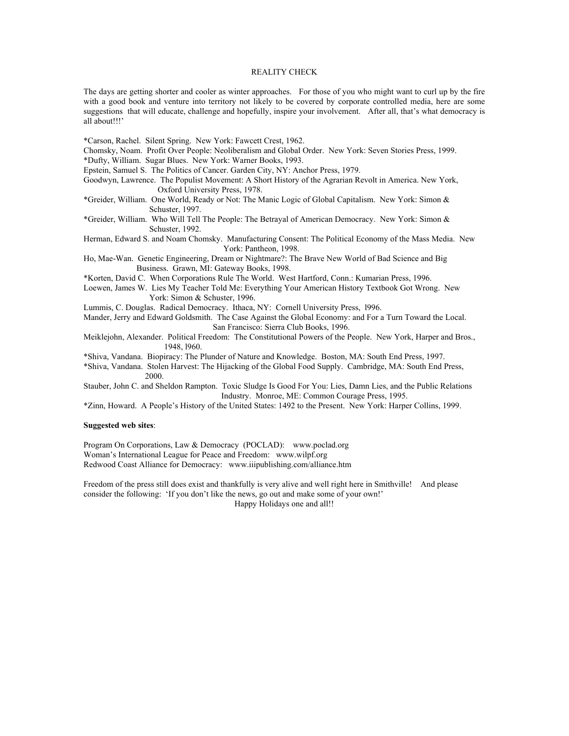# REALITY CHECK

The days are getting shorter and cooler as winter approaches. For those of you who might want to curl up by the fire with a good book and venture into territory not likely to be covered by corporate controlled media, here are some suggestions that will educate, challenge and hopefully, inspire your involvement. After all, that's what democracy is all about!!!'

*Carson, Rachel. Silent Spring. New York: Fawcett Crest, 1962.

Chomsky, Noam. Profit Over People: Neoliberalism and Global Order. New York: Seven Stories Press, 1999.

*Dufty, William. Sugar Blues. New York: Warner Books, 1993.

Epstein, Samuel S. The Politics of Cancer. Garden City, NY: Anchor Press, 1979.

Goodwyn, Lawrence. The Populist Movement: A Short History of the Agrarian Revolt in America. New York, Oxford University Press, 1978.

*Greider, William. One World, Ready or Not: The Manic Logic of Global Capitalism. New York: Simon & Schuster, 1997.

*Greider, William. Who Will Tell The People: The Betrayal of American Democracy. New York: Simon & Schuster, 1992.

Herman, Edward S. and Noam Chomsky. Manufacturing Consent: The Political Economy of the Mass Media. New York: Pantheon, 1998.

Ho, Mae-Wan. Genetic Engineering, Dream or Nightmare?: The Brave New World of Bad Science and Big Business. Grawn, MI: Gateway Books, 1998.

*Korten, David C. When Corporations Rule The World. West Hartford, Conn.: Kumarian Press, 1996.

Loewen, James W. Lies My Teacher Told Me: Everything Your American History Textbook Got Wrong. New York: Simon & Schuster, 1996.

Lummis, C. Douglas. Radical Democracy. Ithaca, NY: Cornell University Press, l996.

Mander, Jerry and Edward Goldsmith. The Case Against the Global Economy: and For a Turn Toward the Local. San Francisco: Sierra Club Books, 1996.

Meiklejohn, Alexander. Political Freedom: The Constitutional Powers of the People. New York, Harper and Bros., 1948, l960.

*Shiva, Vandana. Biopiracy: The Plunder of Nature and Knowledge. Boston, MA: South End Press, 1997.

*Shiva, Vandana. Stolen Harvest: The Hijacking of the Global Food Supply. Cambridge, MA: South End Press, 2000.

Stauber, John C. and Sheldon Rampton. Toxic Sludge Is Good For You: Lies, Damn Lies, and the Public Relations Industry. Monroe, ME: Common Courage Press, 1995.

*Zinn, Howard. A People's History of the United States: 1492 to the Present. New York: Harper Collins, 1999.

**Suggested web sites**:

Program On Corporations, Law & Democracy (POCLAD): www.poclad.org
Woman's International League for Peace and Freedom: www.wilpf.org
Redwood Coast Alliance for Democracy: www.iiipublishing.com/alliance.htm

Freedom of the press still does exist and thankfully is very alive and well right here in Smithville! And please consider the following: 'If you don't like the news, go out and make some of your own!'

Happy Holidays one and all!!